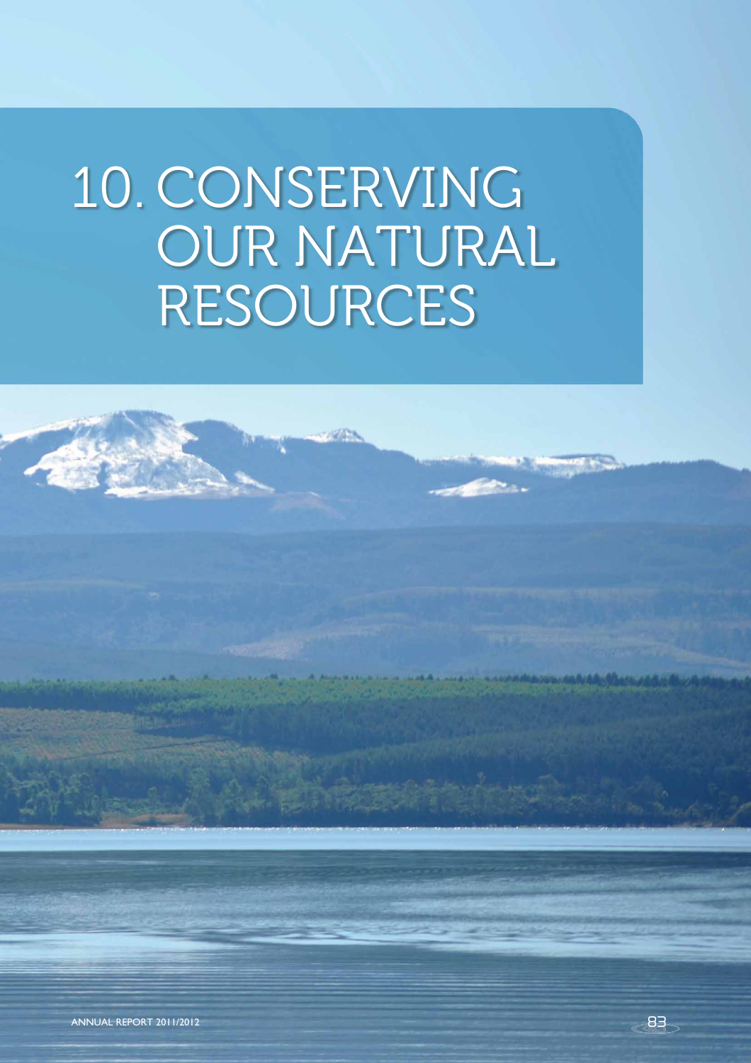# 10. CONSERVING OUR NATURAL RESOURCES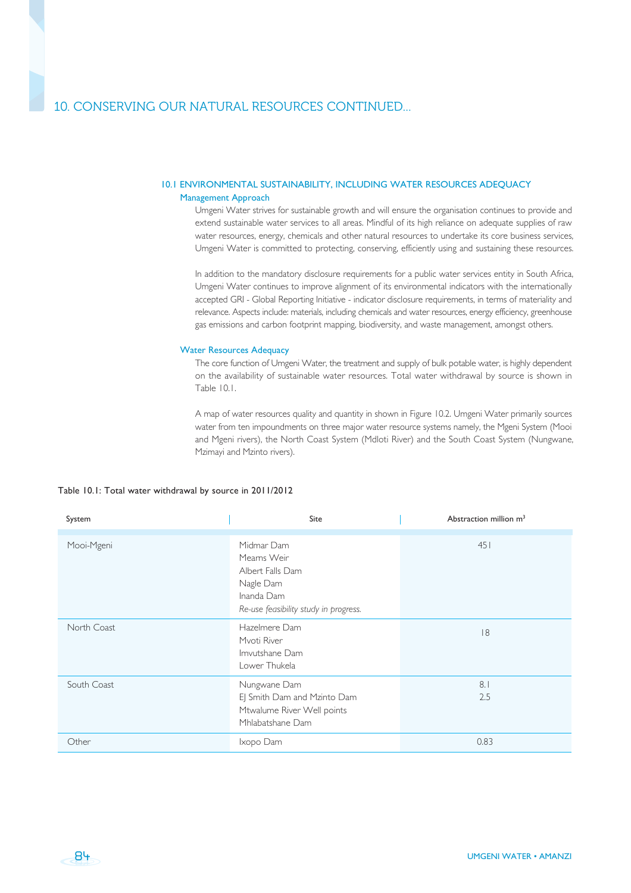# 10. CONSERVING OUR NATURAL RESOURCES CONTINUED...

## 10.1 ENVIRONMENTAL SUSTAINABILITY, INCLUDING WATER RESOURCES ADEQUACY

### Management Approach

Umgeni Water strives for sustainable growth and will ensure the organisation continues to provide and extend sustainable water services to all areas. Mindful of its high reliance on adequate supplies of raw water resources, energy, chemicals and other natural resources to undertake its core business services, Umgeni Water is committed to protecting, conserving, efficiently using and sustaining these resources.

In addition to the mandatory disclosure requirements for a public water services entity in South Africa, Umgeni Water continues to improve alignment of its environmental indicators with the internationally accepted GRI - Global Reporting Initiative - indicator disclosure requirements, in terms of materiality and relevance. Aspects include: materials, including chemicals and water resources, energy efficiency, greenhouse gas emissions and carbon footprint mapping, biodiversity, and waste management, amongst others.

### Water Resources Adequacy

The core function of Umgeni Water, the treatment and supply of bulk potable water, is highly dependent on the availability of sustainable water resources. Total water withdrawal by source is shown in Table 10.1.

A map of water resources quality and quantity in shown in Figure 10.2. Umgeni Water primarily sources water from ten impoundments on three major water resource systems namely, the Mgeni System (Mooi and Mgeni rivers), the North Coast System (Mdloti River) and the South Coast System (Nungwane, Mzimayi and Mzinto rivers).

Table 10.1: Total water withdrawal by source in 2011/2012

| System | Site | Abstraction million $m^3$ |
|---|---|---|
| Mooi-Mgeni | Midmar Dam<br>Mearns Weir<br>Albert Falls Dam<br>Nagle Dam<br>Inanda Dam<br>*Re-use feasibility study in progress.* | 451 |
| North Coast | Hazelmere Dam<br>Mvoti River<br>Imvutshane Dam<br>Lower Thukela | 18 |
| South Coast | Nungwane Dam<br>EJ Smith Dam and Mzinto Dam<br>Mtwalume River Well points<br>Mhlabatshane Dam | 8.1<br>2.5 |
| Other | Ixopo Dam | 0.83 |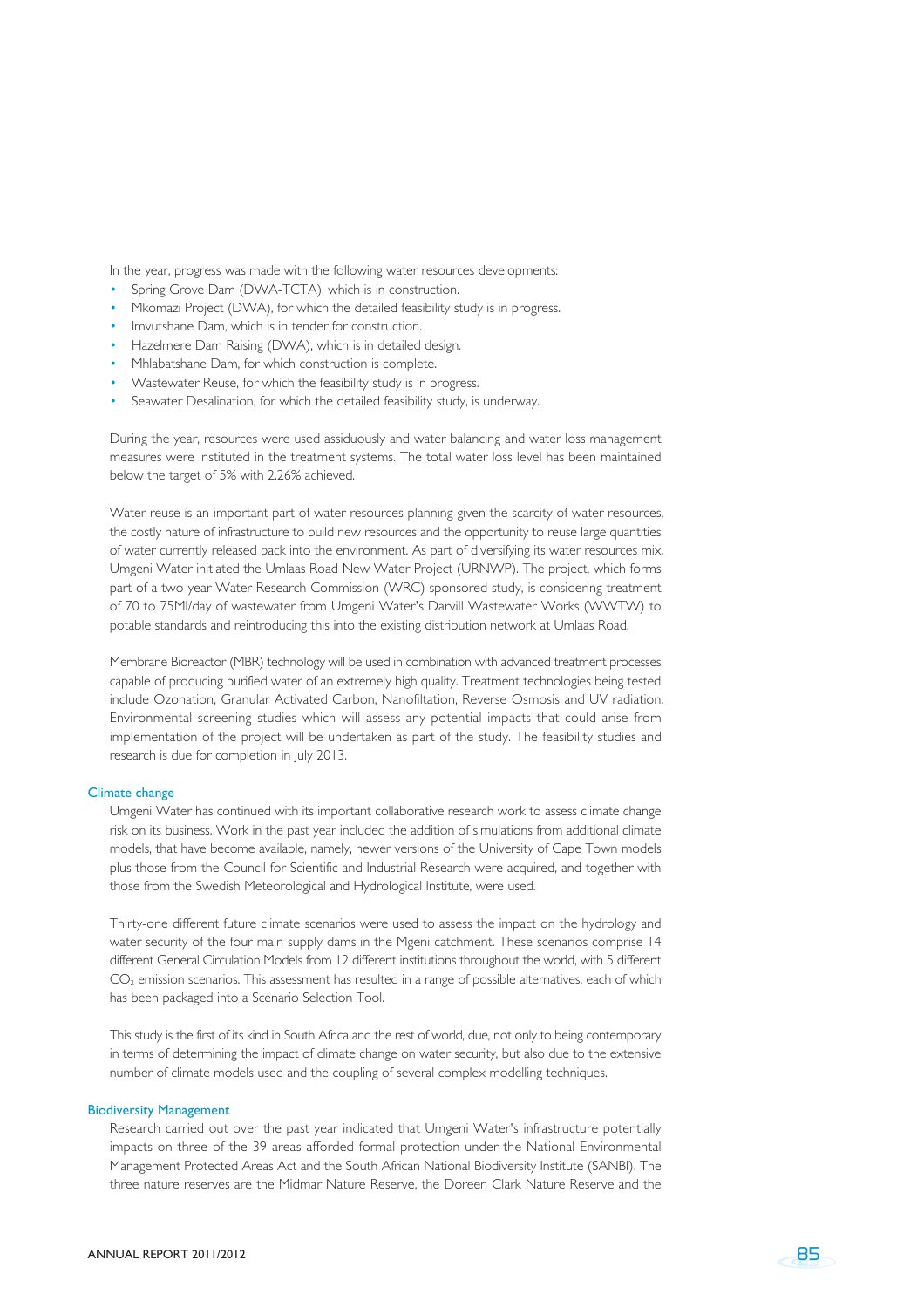In the year, progress was made with the following water resources developments:

- Spring Grove Dam (DWA-TCTA), which is in construction.
- Mkomazi Project (DWA), for which the detailed feasibility study is in progress.
- Imvutshane Dam, which is in tender for construction.
- Hazelmere Dam Raising (DWA), which is in detailed design.
- Mhlabatshane Dam, for which construction is complete.
- Wastewater Reuse, for which the feasibility study is in progress.
- Seawater Desalination, for which the detailed feasibility study, is underway.

During the year, resources were used assiduously and water balancing and water loss management measures were instituted in the treatment systems. The total water loss level has been maintained below the target of 5% with 2.26% achieved.

Water reuse is an important part of water resources planning given the scarcity of water resources, the costly nature of infrastructure to build new resources and the opportunity to reuse large quantities of water currently released back into the environment. As part of diversifying its water resources mix, Umgeni Water initiated the Umlaas Road New Water Project (URNWP). The project, which forms part of a two-year Water Research Commission (WRC) sponsored study, is considering treatment of 70 to 75Ml/day of wastewater from Umgeni Water's Darvill Wastewater Works (WWTW) to potable standards and reintroducing this into the existing distribution network at Umlaas Road.

Membrane Bioreactor (MBR) technology will be used in combination with advanced treatment processes capable of producing purified water of an extremely high quality. Treatment technologies being tested include Ozonation, Granular Activated Carbon, Nanofiltation, Reverse Osmosis and UV radiation. Environmental screening studies which will assess any potential impacts that could arise from implementation of the project will be undertaken as part of the study. The feasibility studies and research is due for completion in July 2013.

## Climate change

Umgeni Water has continued with its important collaborative research work to assess climate change risk on its business. Work in the past year included the addition of simulations from additional climate models, that have become available, namely, newer versions of the University of Cape Town models plus those from the Council for Scientific and Industrial Research were acquired, and together with those from the Swedish Meteorological and Hydrological Institute, were used.

Thirty-one different future climate scenarios were used to assess the impact on the hydrology and water security of the four main supply dams in the Mgeni catchment. These scenarios comprise 14 different General Circulation Models from 12 different institutions throughout the world, with 5 different $CO_2$ emission scenarios. This assessment has resulted in a range of possible alternatives, each of which has been packaged into a Scenario Selection Tool.

This study is the first of its kind in South Africa and the rest of world, due, not only to being contemporary in terms of determining the impact of climate change on water security, but also due to the extensive number of climate models used and the coupling of several complex modelling techniques.

## Biodiversity Management

Research carried out over the past year indicated that Umgeni Water's infrastructure potentially impacts on three of the 39 areas afforded formal protection under the National Environmental Management Protected Areas Act and the South African National Biodiversity Institute (SANBI). The three nature reserves are the Midmar Nature Reserve, the Doreen Clark Nature Reserve and the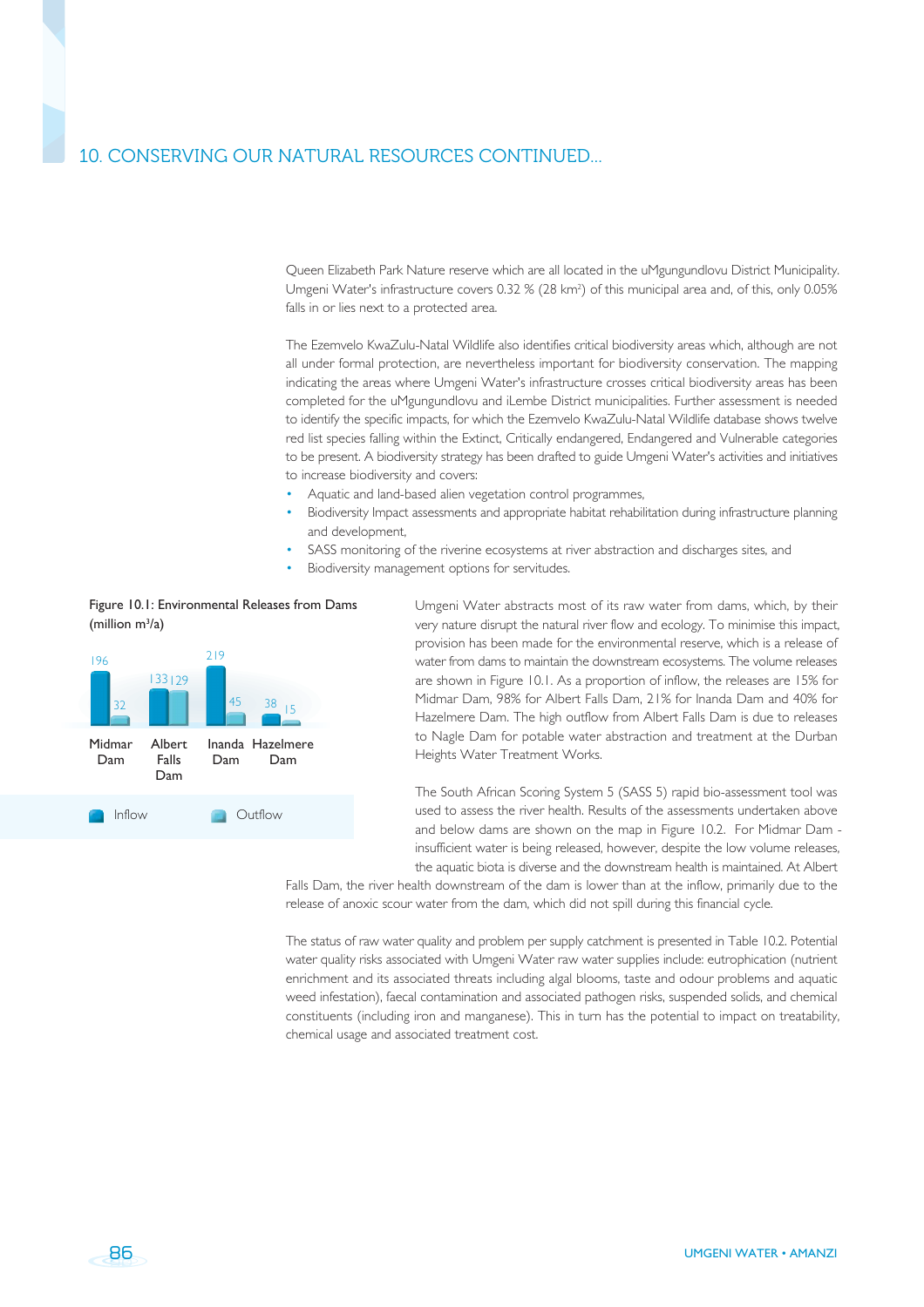## 10. CONSERVING OUR NATURAL RESOURCES CONTINUED...

Queen Elizabeth Park Nature reserve which are all located in the uMgungundlovu District Municipality. Umgeni Water's infrastructure covers 0.32 % (28 km²) of this municipal area and, of this, only 0.05% falls in or lies next to a protected area.

The Ezemvelo KwaZulu-Natal Wildlife also identifies critical biodiversity areas which, although are not all under formal protection, are nevertheless important for biodiversity conservation. The mapping indicating the areas where Umgeni Water's infrastructure crosses critical biodiversity areas has been completed for the uMgungundlovu and iLembe District municipalities. Further assessment is needed to identify the specific impacts, for which the Ezemvelo KwaZulu-Natal Wildlife database shows twelve red list species falling within the Extinct, Critically endangered, Endangered and Vulnerable categories to be present. A biodiversity strategy has been drafted to guide Umgeni Water's activities and initiatives to increase biodiversity and covers:

- Aquatic and land-based alien vegetation control programmes,
- Biodiversity Impact assessments and appropriate habitat rehabilitation during infrastructure planning and development,
- SASS monitoring of the riverine ecosystems at river abstraction and discharges sites, and
- Biodiversity management options for servitudes.

Figure 10.1: Environmental Releases from Dams (million m³/a)

| | Inflow | Outflow |
|---|---|---|
| Midmar Dam | 196 | 32 |
| Albert Falls Dam | 133 | 129 |
| Inanda Dam | 219 | 45 |
| Hazelmere Dam | 38 | 15 |

Umgeni Water abstracts most of its raw water from dams, which, by their very nature disrupt the natural river flow and ecology. To minimise this impact, provision has been made for the environmental reserve, which is a release of water from dams to maintain the downstream ecosystems. The volume releases are shown in Figure 10.1. As a proportion of inflow, the releases are 15% for Midmar Dam, 98% for Albert Falls Dam, 21% for Inanda Dam and 40% for Hazelmere Dam. The high outflow from Albert Falls Dam is due to releases to Nagle Dam for potable water abstraction and treatment at the Durban Heights Water Treatment Works.

The South African Scoring System 5 (SASS 5) rapid bio-assessment tool was used to assess the river health. Results of the assessments undertaken above and below dams are shown on the map in Figure 10.2. For Midmar Dam - insufficient water is being released, however, despite the low volume releases, the aquatic biota is diverse and the downstream health is maintained. At Albert Falls Dam, the river health downstream of the dam is lower than at the inflow, primarily due to the release of anoxic scour water from the dam, which did not spill during this financial cycle.

The status of raw water quality and problem per supply catchment is presented in Table 10.2. Potential water quality risks associated with Umgeni Water raw water supplies include: eutrophication (nutrient enrichment and its associated threats including algal blooms, taste and odour problems and aquatic weed infestation), faecal contamination and associated pathogen risks, suspended solids, and chemical constituents (including iron and manganese). This in turn has the potential to impact on treatability, chemical usage and associated treatment cost.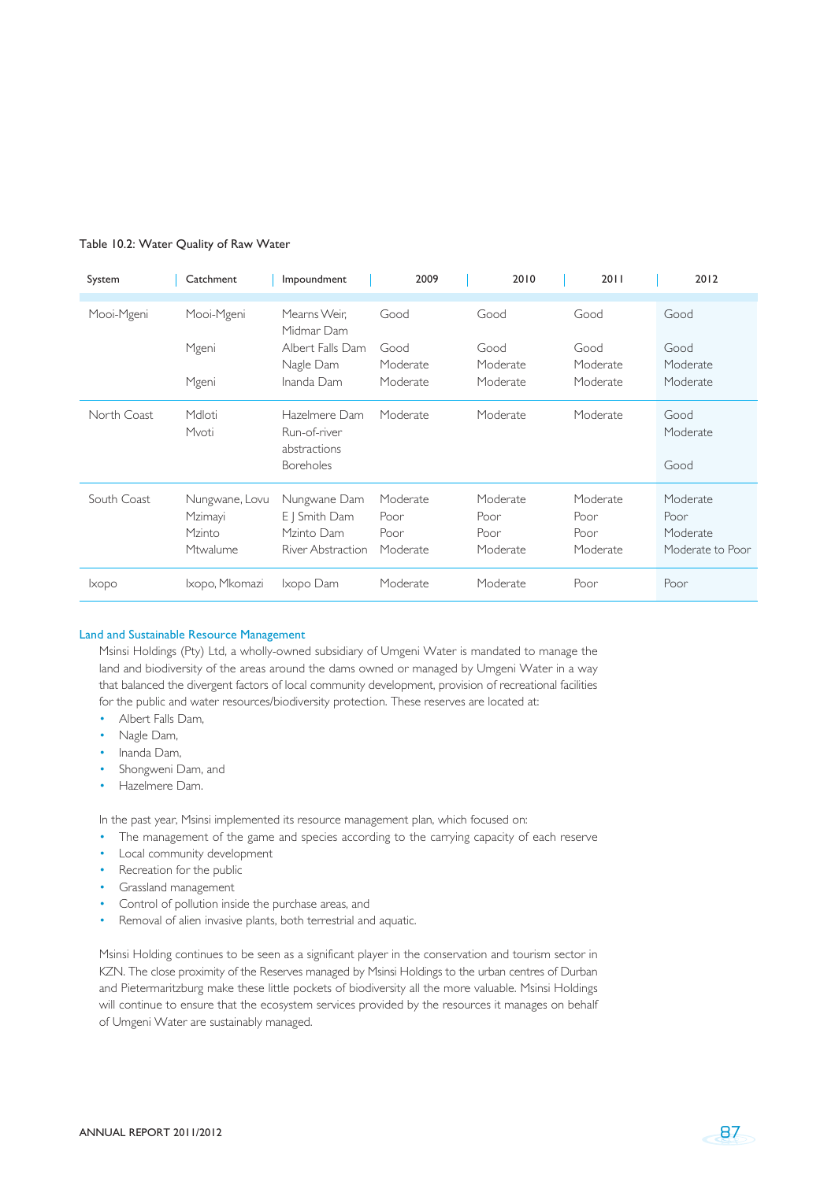Table 10.2: Water Quality of Raw Water

| System | Catchment | Impoundment | 2009 | 2010 | 2011 | 2012 |
|---|---|---|---|---|---|---|
| Mooi-Mgeni | Mooi-Mgeni | Mearns Weir, Midmar Dam | Good | Good | Good | Good |
| | Mgeni | Albert Falls Dam | Good | Good | Good | Good |
| | | Nagle Dam | Moderate | Moderate | Moderate | Moderate |
| | Mgeni | Inanda Dam | Moderate | Moderate | Moderate | Moderate |
| North Coast | Mdloti | Hazelmere Dam | Moderate | Moderate | Moderate | Good |
| | Mvoti | Run-of-river abstractions | | | | Moderate |
| | | Boreholes | | | | Good |
| South Coast | Nungwane, Lovu | Nungwane Dam | Moderate | Moderate | Moderate | Moderate |
| | Mzimayi | E J Smith Dam | Poor | Poor | Poor | Poor |
| | Mzinto | Mzinto Dam | Poor | Poor | Poor | Moderate |
| | Mtwalume | River Abstraction | Moderate | Moderate | Moderate | Moderate to Poor |
| Ixopo | Ixopo, Mkomazi | Ixopo Dam | Moderate | Moderate | Poor | Poor |

## Land and Sustainable Resource Management

Msinsi Holdings (Pty) Ltd, a wholly-owned subsidiary of Umgeni Water is mandated to manage the land and biodiversity of the areas around the dams owned or managed by Umgeni Water in a way that balanced the divergent factors of local community development, provision of recreational facilities for the public and water resources/biodiversity protection. These reserves are located at:

- Albert Falls Dam,
- Nagle Dam,
- Inanda Dam,
- Shongweni Dam, and
- Hazelmere Dam.

In the past year, Msinsi implemented its resource management plan, which focused on:

- The management of the game and species according to the carrying capacity of each reserve
- Local community development
- Recreation for the public
- Grassland management
- Control of pollution inside the purchase areas, and
- Removal of alien invasive plants, both terrestrial and aquatic.

Msinsi Holding continues to be seen as a significant player in the conservation and tourism sector in KZN. The close proximity of the Reserves managed by Msinsi Holdings to the urban centres of Durban and Pietermaritzburg make these little pockets of biodiversity all the more valuable. Msinsi Holdings will continue to ensure that the ecosystem services provided by the resources it manages on behalf of Umgeni Water are sustainably managed.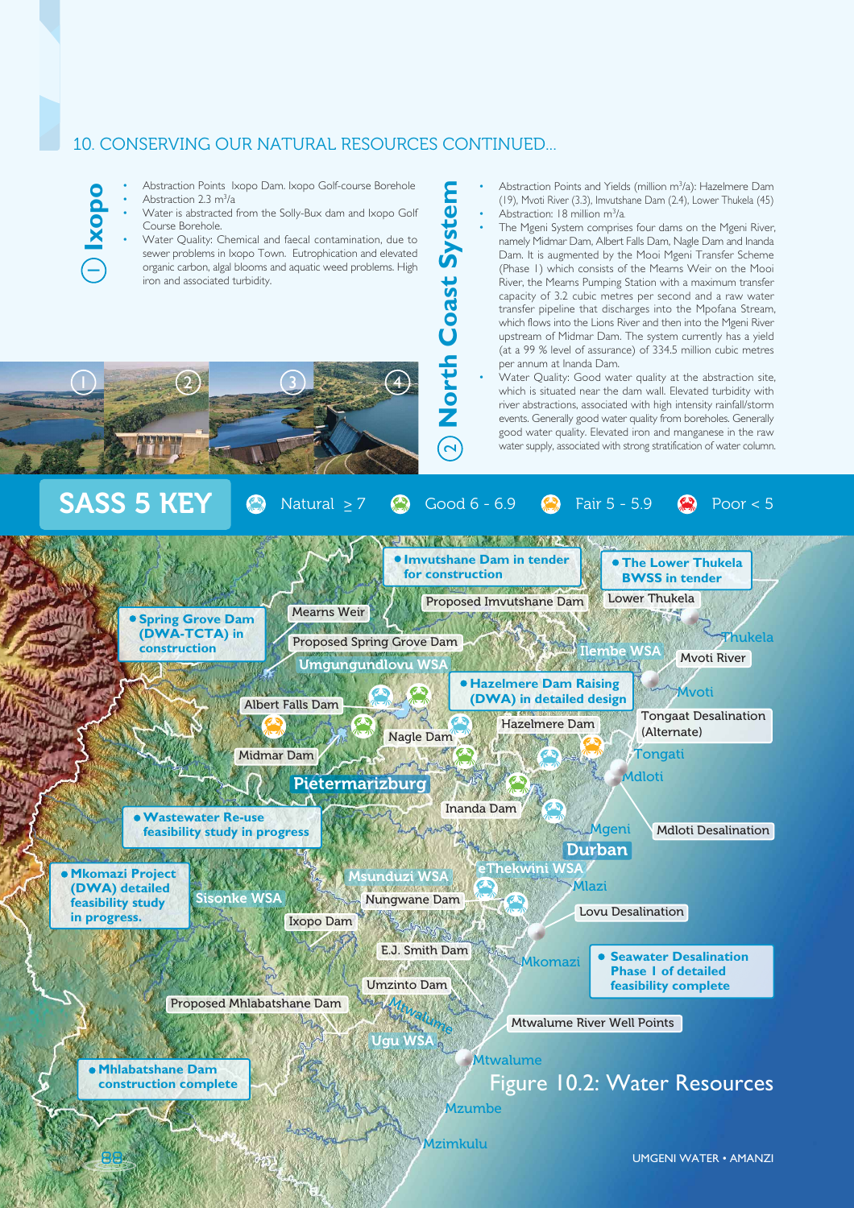## 10. CONSERVING OUR NATURAL RESOURCES CONTINUED...

### 1 Ixopo

- Abstraction Points Ixopo Dam. Ixopo Golf-course Borehole
- Abstraction 2.3 $m^3/a$
- Water is abstracted from the Solly-Bux dam and Ixopo Golf Course Borehole.
- Water Quality: Chemical and faecal contamination, due to sewer problems in Ixopo Town. Eutrophication and elevated organic carbon, algal blooms and aquatic weed problems. High iron and associated turbidity.

### 2 North Coast System

- Abstraction Points and Yields (million $m^3/a$): Hazelmere Dam (19), Mvoti River (3.3), Imvutshane Dam (2.4), Lower Thukela (45)
- Abstraction: 18 million $m^3/a$.
- The Mgeni System comprises four dams on the Mgeni River, namely Midmar Dam, Albert Falls Dam, Nagle Dam and Inanda Dam. It is augmented by the Mooi Mgeni Transfer Scheme (Phase 1) which consists of the Mearns Weir on the Mooi River, the Mearns Pumping Station with a maximum transfer capacity of 3.2 cubic metres per second and a raw water transfer pipeline that discharges into the Mpofana Stream, which flows into the Lions River and then into the Mgeni River upstream of Midmar Dam. The system currently has a yield (at a 99 % level of assurance) of 334.5 million cubic metres per annum at Inanda Dam.
- Water Quality: Good water quality at the abstraction site, which is situated near the dam wall. Elevated turbidity with river abstractions, associated with high intensity rainfall/storm events. Generally good water quality from boreholes. Generally good water quality. Elevated iron and manganese in the raw water supply, associated with strong stratification of water column.

**SASS 5 KEY**: Natural ≥ 7 | Good 6 - 6.9 | Fair 5 - 5.9 | Poor < 5

- Imvutshane Dam in tender for construction
- The Lower Thukela BWSS in tender
- Spring Grove Dam (DWA-TCTA) in construction
- Hazelmere Dam Raising (DWA) in detailed design
- Wastewater Re-use feasibility study in progress
- Mkomazi Project (DWA) detailed feasibility study in progress.
- Seawater Desalination Phase 1 of detailed feasibility complete
- Mhlabatshane Dam construction complete

Figure 10.2: Water Resources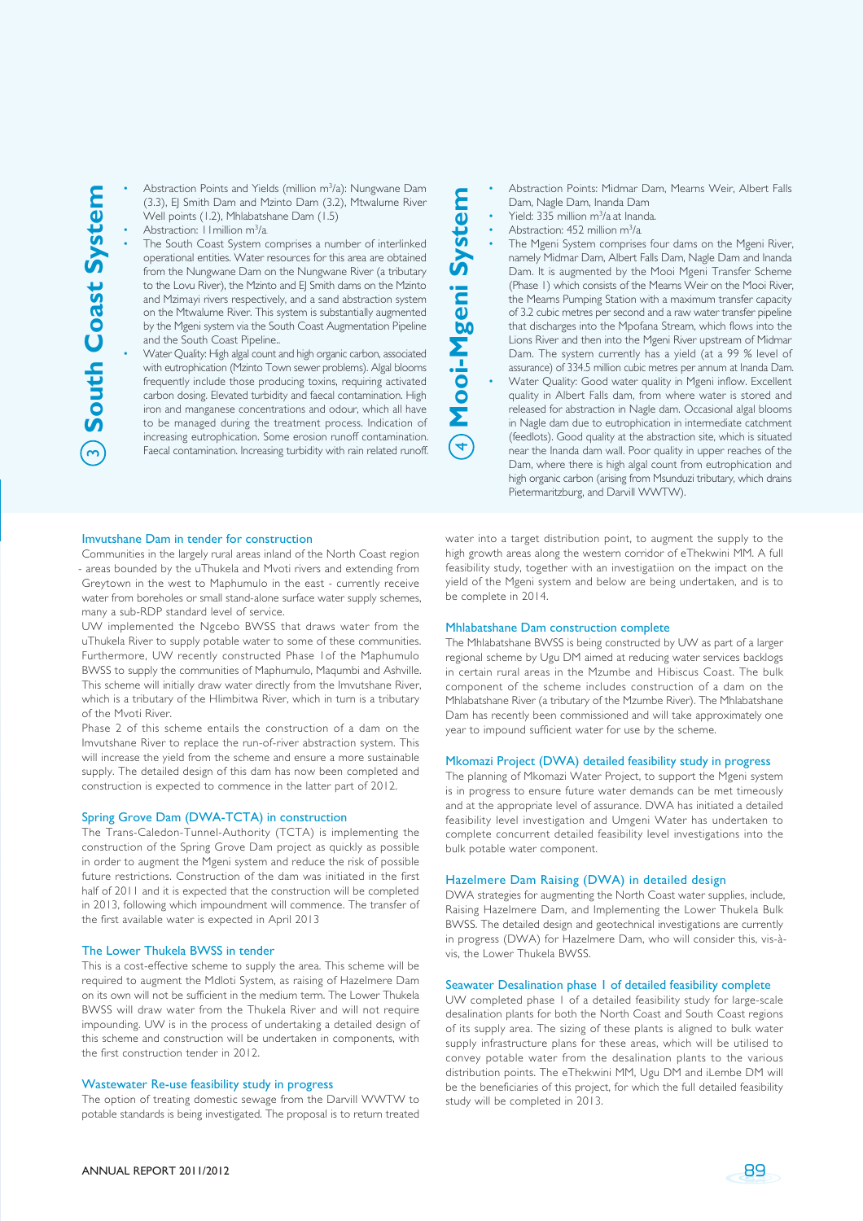## 3 South Coast System

- Abstraction Points and Yields (million m$^3$/a): Nungwane Dam (3.3), EJ Smith Dam and Mzinto Dam (3.2), Mtwalume River Well points (1.2), Mhlabatshane Dam (1.5)
- Abstraction: 11million m$^3$/a.
- The South Coast System comprises a number of interlinked operational entities. Water resources for this area are obtained from the Nungwane Dam on the Nungwane River (a tributary to the Lovu River), the Mzinto and EJ Smith dams on the Mzinto and Mzimayi rivers respectively, and a sand abstraction system on the Mtwalume River. This system is substantially augmented by the Mgeni system via the South Coast Augmentation Pipeline and the South Coast Pipeline..
- Water Quality: High algal count and high organic carbon, associated with eutrophication (Mzinto Town sewer problems). Algal blooms frequently include those producing toxins, requiring activated carbon dosing. Elevated turbidity and faecal contamination. High iron and manganese concentrations and odour, which all have to be managed during the treatment process. Indication of increasing eutrophication. Some erosion runoff contamination. Faecal contamination. Increasing turbidity with rain related runoff.

## 4 Mooi-Mgeni System

- Abstraction Points: Midmar Dam, Mearns Weir, Albert Falls Dam, Nagle Dam, Inanda Dam
- Yield: 335 million m$^3$/a at Inanda.
- Abstraction: 452 million m$^3$/a.
- The Mgeni System comprises four dams on the Mgeni River, namely Midmar Dam, Albert Falls Dam, Nagle Dam and Inanda Dam. It is augmented by the Mooi Mgeni Transfer Scheme (Phase 1) which consists of the Mearns Weir on the Mooi River, the Mearns Pumping Station with a maximum transfer capacity of 3.2 cubic metres per second and a raw water transfer pipeline that discharges into the Mpofana Stream, which flows into the Lions River and then into the Mgeni River upstream of Midmar Dam. The system currently has a yield (at a 99 % level of assurance) of 334.5 million cubic metres per annum at Inanda Dam.
- Water Quality: Good water quality in Mgeni inflow. Excellent quality in Albert Falls dam, from where water is stored and released for abstraction in Nagle dam. Occasional algal blooms in Nagle dam due to eutrophication in intermediate catchment (feedlots). Good quality at the abstraction site, which is situated near the Inanda dam wall. Poor quality in upper reaches of the Dam, where there is high algal count from eutrophication and high organic carbon (arising from Msunduzi tributary, which drains Pietermaritzburg, and Darvill WWTW).

### Imvutshane Dam in tender for construction

Communities in the largely rural areas inland of the North Coast region - areas bounded by the uThukela and Mvoti rivers and extending from Greytown in the west to Maphumulo in the east - currently receive water from boreholes or small stand-alone surface water supply schemes, many a sub-RDP standard level of service.

UW implemented the Ngcebo BWSS that draws water from the uThukela River to supply potable water to some of these communities. Furthermore, UW recently constructed Phase 1of the Maphumulo BWSS to supply the communities of Maphumulo, Maqumbi and Ashville. This scheme will initially draw water directly from the Imvutshane River, which is a tributary of the Hlimbitwa River, which in turn is a tributary of the Mvoti River.

Phase 2 of this scheme entails the construction of a dam on the Imvutshane River to replace the run-of-river abstraction system. This will increase the yield from the scheme and ensure a more sustainable supply. The detailed design of this dam has now been completed and construction is expected to commence in the latter part of 2012.

### Spring Grove Dam (DWA-TCTA) in construction

The Trans-Caledon-Tunnel-Authority (TCTA) is implementing the construction of the Spring Grove Dam project as quickly as possible in order to augment the Mgeni system and reduce the risk of possible future restrictions. Construction of the dam was initiated in the first half of 2011 and it is expected that the construction will be completed in 2013, following which impoundment will commence. The transfer of the first available water is expected in April 2013

### The Lower Thukela BWSS in tender

This is a cost-effective scheme to supply the area. This scheme will be required to augment the Mdloti System, as raising of Hazelmere Dam on its own will not be sufficient in the medium term. The Lower Thukela BWSS will draw water from the Thukela River and will not require impounding. UW is in the process of undertaking a detailed design of this scheme and construction will be undertaken in components, with the first construction tender in 2012.

### Wastewater Re-use feasibility study in progress

The option of treating domestic sewage from the Darvill WWTW to potable standards is being investigated. The proposal is to return treated water into a target distribution point, to augment the supply to the high growth areas along the western corridor of eThekwini MM. A full feasibility study, together with an investigatiion on the impact on the yield of the Mgeni system and below are being undertaken, and is to be complete in 2014.

### Mhlabatshane Dam construction complete

The Mhlabatshane BWSS is being constructed by UW as part of a larger regional scheme by Ugu DM aimed at reducing water services backlogs in certain rural areas in the Mzumbe and Hibiscus Coast. The bulk component of the scheme includes construction of a dam on the Mhlabatshane River (a tributary of the Mzumbe River). The Mhlabatshane Dam has recently been commissioned and will take approximately one year to impound sufficient water for use by the scheme.

### Mkomazi Project (DWA) detailed feasibility study in progress

The planning of Mkomazi Water Project, to support the Mgeni system is in progress to ensure future water demands can be met timeously and at the appropriate level of assurance. DWA has initiated a detailed feasibility level investigation and Umgeni Water has undertaken to complete concurrent detailed feasibility level investigations into the bulk potable water component.

### Hazelmere Dam Raising (DWA) in detailed design

DWA strategies for augmenting the North Coast water supplies, include, Raising Hazelmere Dam, and Implementing the Lower Thukela Bulk BWSS. The detailed design and geotechnical investigations are currently in progress (DWA) for Hazelmere Dam, who will consider this, vis-à-vis, the Lower Thukela BWSS.

### Seawater Desalination phase 1 of detailed feasibility complete

UW completed phase 1 of a detailed feasibility study for large-scale desalination plants for both the North Coast and South Coast regions of its supply area. The sizing of these plants is aligned to bulk water supply infrastructure plans for these areas, which will be utilised to convey potable water from the desalination plants to the various distribution points. The eThekwini MM, Ugu DM and iLembe DM will be the beneficiaries of this project, for which the full detailed feasibility study will be completed in 2013.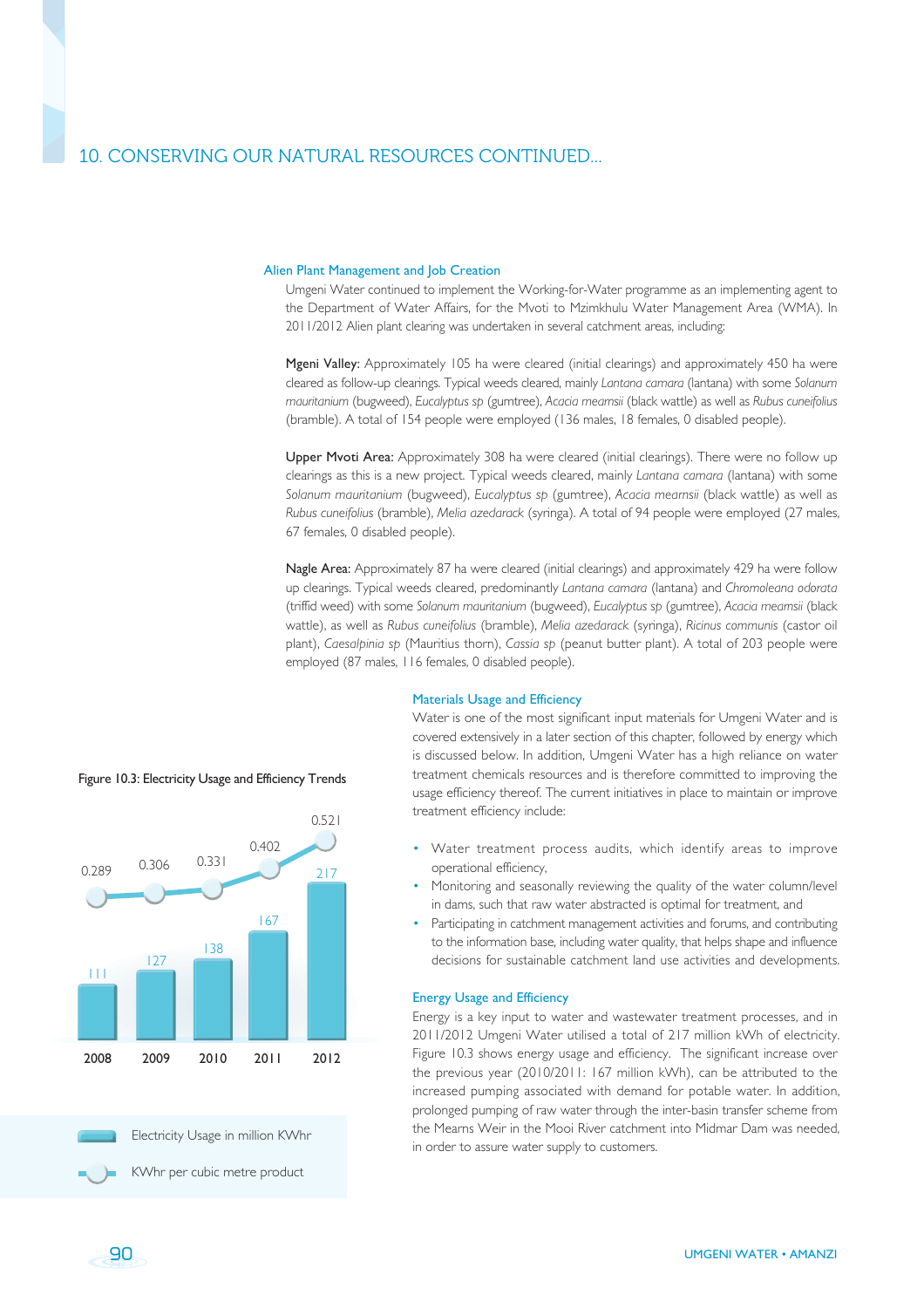## 10. CONSERVING OUR NATURAL RESOURCES CONTINUED...

### Alien Plant Management and Job Creation

Umgeni Water continued to implement the Working-for-Water programme as an implementing agent to the Department of Water Affairs, for the Mvoti to Mzimkhulu Water Management Area (WMA). In 2011/2012 Alien plant clearing was undertaken in several catchment areas, including:

**Mgeni Valley:** Approximately 105 ha were cleared (initial clearings) and approximately 450 ha were cleared as follow-up clearings. Typical weeds cleared, mainly *Lantana camara* (lantana) with some *Solanum mauritanium* (bugweed), *Eucalyptus sp* (gumtree), *Acacia mearnsii* (black wattle) as well as *Rubus cuneifolius* (bramble). A total of 154 people were employed (136 males, 18 females, 0 disabled people).

**Upper Mvoti Area:** Approximately 308 ha were cleared (initial clearings). There were no follow up clearings as this is a new project. Typical weeds cleared, mainly *Lantana camara* (lantana) with some *Solanum mauritanium* (bugweed), *Eucalyptus sp* (gumtree), *Acacia mearnsii* (black wattle) as well as *Rubus cuneifolius* (bramble), *Melia azedarack* (syringa). A total of 94 people were employed (27 males, 67 females, 0 disabled people).

**Nagle Area:** Approximately 87 ha were cleared (initial clearings) and approximately 429 ha were follow up clearings. Typical weeds cleared, predominantly *Lantana camara* (lantana) and *Chromoleana odorata* (triffid weed) with some *Solanum mauritanium* (bugweed), *Eucalyptus sp* (gumtree), *Acacia mearnsii* (black wattle), as well as *Rubus cuneifolius* (bramble), *Melia azedarack* (syringa), *Ricinus communis* (castor oil plant), *Caesalpinia sp* (Mauritius thorn), *Cassia sp* (peanut butter plant). A total of 203 people were employed (87 males, 116 females, 0 disabled people).

### Materials Usage and Efficiency

Water is one of the most significant input materials for Umgeni Water and is covered extensively in a later section of this chapter, followed by energy which is discussed below. In addition, Umgeni Water has a high reliance on water treatment chemicals resources and is therefore committed to improving the usage efficiency thereof. The current initiatives in place to maintain or improve treatment efficiency include:

- Water treatment process audits, which identify areas to improve operational efficiency,
- Monitoring and seasonally reviewing the quality of the water column/level in dams, such that raw water abstracted is optimal for treatment, and
- Participating in catchment management activities and forums, and contributing to the information base, including water quality, that helps shape and influence decisions for sustainable catchment land use activities and developments.

### Energy Usage and Efficiency

Energy is a key input to water and wastewater treatment processes, and in 2011/2012 Umgeni Water utilised a total of 217 million kWh of electricity. Figure 10.3 shows energy usage and efficiency. The significant increase over the previous year (2010/2011: 167 million kWh), can be attributed to the increased pumping associated with demand for potable water. In addition, prolonged pumping of raw water through the inter-basin transfer scheme from the Mearns Weir in the Mooi River catchment into Midmar Dam was needed, in order to assure water supply to customers.

Figure 10.3: Electricity Usage and Efficiency Trends

| Year | Electricity Usage in million KWhr | KWhr per cubic metre product |
|---|---|---|
| 2008 | 111 | 0.289 |
| 2009 | 127 | 0.306 |
| 2010 | 138 | 0.331 |
| 2011 | 167 | 0.402 |
| 2012 | 217 | 0.521 |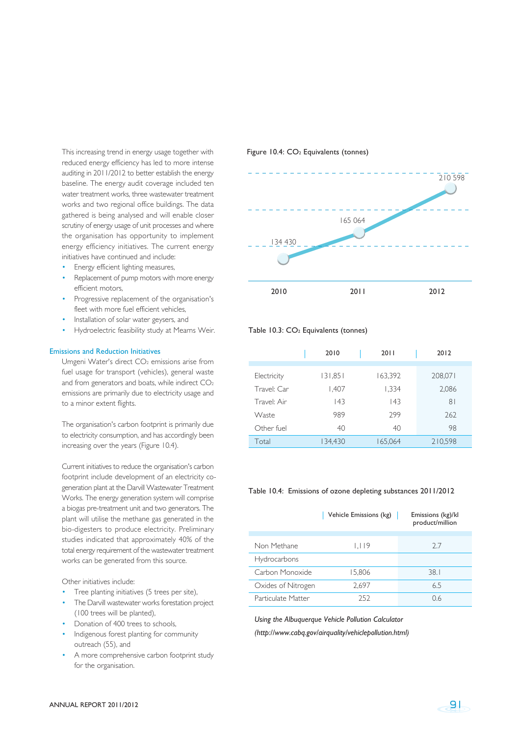This increasing trend in energy usage together with reduced energy efficiency has led to more intense auditing in 2011/2012 to better establish the energy baseline. The energy audit coverage included ten water treatment works, three wastewater treatment works and two regional office buildings. The data gathered is being analysed and will enable closer scrutiny of energy usage of unit processes and where the organisation has opportunity to implement energy efficiency initiatives. The current energy initiatives have continued and include:

- Energy efficient lighting measures,
- Replacement of pump motors with more energy efficient motors,
- Progressive replacement of the organisation's fleet with more fuel efficient vehicles,
- Installation of solar water geysers, and
- Hydroelectric feasibility study at Mearns Weir.

## Emissions and Reduction Initiatives

Umgeni Water's direct $CO_2$ emissions arise from fuel usage for transport (vehicles), general waste and from generators and boats, while indirect $CO_2$ emissions are primarily due to electricity usage and to a minor extent flights.

The organisation's carbon footprint is primarily due to electricity consumption, and has accordingly been increasing over the years (Figure 10.4).

Current initiatives to reduce the organisation's carbon footprint include development of an electricity co-generation plant at the Darvill Wastewater Treatment Works. The energy generation system will comprise a biogas pre-treatment unit and two generators. The plant will utilise the methane gas generated in the bio-digesters to produce electricity. Preliminary studies indicated that approximately 40% of the total energy requirement of the wastewater treatment works can be generated from this source.

Other initiatives include:

- Tree planting initiatives (5 trees per site),
- The Darvill wastewater works forestation project (100 trees will be planted),
- Donation of 400 trees to schools,
- Indigenous forest planting for community outreach (55), and
- A more comprehensive carbon footprint study for the organisation.

Figure 10.4: $CO_2$ Equivalents (tonnes)

| 2010 | 2011 | 2012 |
|---|---|---|
| 134 430 | 165 064 | 210 598 |

Table 10.3: $CO_2$ Equivalents (tonnes)

| | 2010 | 2011 | 2012 |
|---|---|---|---|
| Electricity | 131,851 | 163,392 | 208,071 |
| Travel: Car | 1,407 | 1,334 | 2,086 |
| Travel: Air | 143 | 143 | 81 |
| Waste | 989 | 299 | 262 |
| Other fuel | 40 | 40 | 98 |
| Total | 134,430 | 165,064 | 210,598 |

Table 10.4: Emissions of ozone depleting substances 2011/2012

| | Vehicle Emissions (kg) | Emissions (kg)/kl product/million |
|---|---|---|
| Non Methane Hydrocarbons | 1,119 | 2.7 |
| Carbon Monoxide | 15,806 | 38.1 |
| Oxides of Nitrogen | 2,697 | 6.5 |
| Particulate Matter | 252 | 0.6 |

*Using the Albuquerque Vehicle Pollution Calculator (http://www.cabq.gov/airquality/vehiclepollution.html)*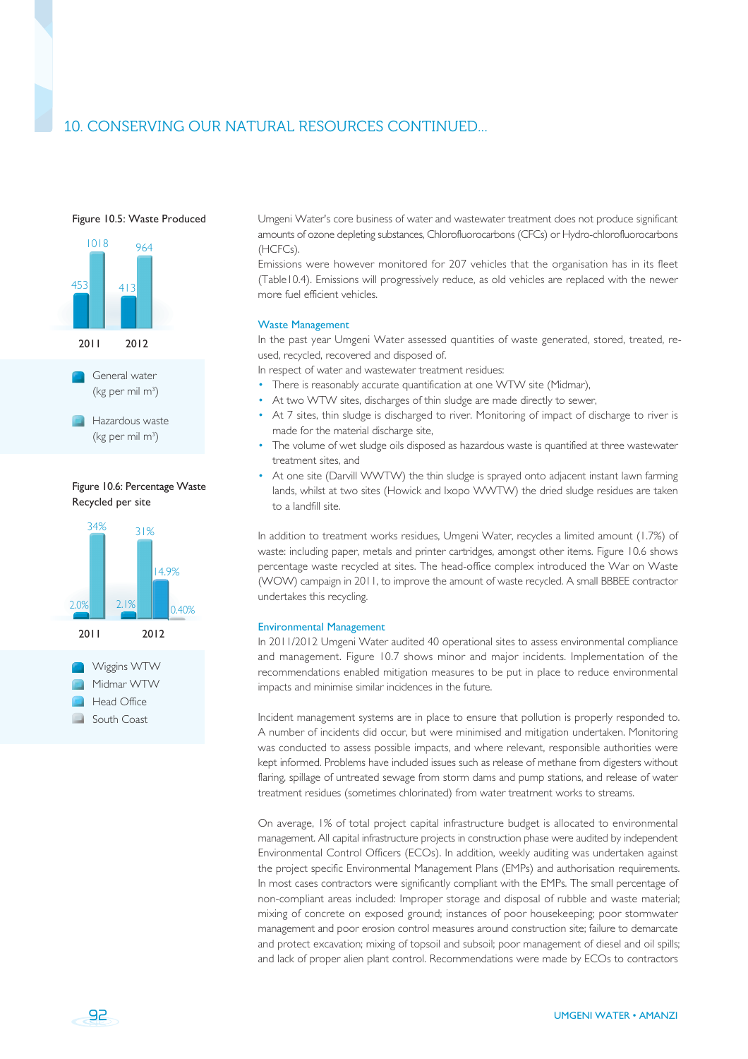## 10. CONSERVING OUR NATURAL RESOURCES CONTINUED...

Figure 10.5: Waste Produced

| | 2011 | 2012 |
|---|---|---|
| General water (kg per mil m³) | 453 | 413 |
| Hazardous waste (kg per mil m³) | 1018 | 964 |

Figure 10.6: Percentage Waste Recycled per site

| | 2011 | 2012 |
|---|---|---|
| Wiggins WTW | 2.0% | 2.1% |
| Midmar WTW | 34% | 31% |
| Head Office | | 14.9% |
| South Coast | | 0.40% |

Umgeni Water's core business of water and wastewater treatment does not produce significant amounts of ozone depleting substances, Chlorofluorocarbons (CFCs) or Hydro-chlorofluorocarbons (HCFCs).

Emissions were however monitored for 207 vehicles that the organisation has in its fleet (Table10.4). Emissions will progressively reduce, as old vehicles are replaced with the newer more fuel efficient vehicles.

### Waste Management

In the past year Umgeni Water assessed quantities of waste generated, stored, treated, re-used, recycled, recovered and disposed of.

In respect of water and wastewater treatment residues:

- There is reasonably accurate quantification at one WTW site (Midmar),
- At two WTW sites, discharges of thin sludge are made directly to sewer,
- At 7 sites, thin sludge is discharged to river. Monitoring of impact of discharge to river is made for the material discharge site,
- The volume of wet sludge oils disposed as hazardous waste is quantified at three wastewater treatment sites, and
- At one site (Darvill WWTW) the thin sludge is sprayed onto adjacent instant lawn farming lands, whilst at two sites (Howick and Ixopo WWTW) the dried sludge residues are taken to a landfill site.

In addition to treatment works residues, Umgeni Water, recycles a limited amount (1.7%) of waste: including paper, metals and printer cartridges, amongst other items. Figure 10.6 shows percentage waste recycled at sites. The head-office complex introduced the War on Waste (WOW) campaign in 2011, to improve the amount of waste recycled. A small BBBEE contractor undertakes this recycling.

### Environmental Management

In 2011/2012 Umgeni Water audited 40 operational sites to assess environmental compliance and management. Figure 10.7 shows minor and major incidents. Implementation of the recommendations enabled mitigation measures to be put in place to reduce environmental impacts and minimise similar incidences in the future.

Incident management systems are in place to ensure that pollution is properly responded to. A number of incidents did occur, but were minimised and mitigation undertaken. Monitoring was conducted to assess possible impacts, and where relevant, responsible authorities were kept informed. Problems have included issues such as release of methane from digesters without flaring, spillage of untreated sewage from storm dams and pump stations, and release of water treatment residues (sometimes chlorinated) from water treatment works to streams.

On average, 1% of total project capital infrastructure budget is allocated to environmental management. All capital infrastructure projects in construction phase were audited by independent Environmental Control Officers (ECOs). In addition, weekly auditing was undertaken against the project specific Environmental Management Plans (EMPs) and authorisation requirements. In most cases contractors were significantly compliant with the EMPs. The small percentage of non-compliant areas included: Improper storage and disposal of rubble and waste material; mixing of concrete on exposed ground; instances of poor housekeeping; poor stormwater management and poor erosion control measures around construction site; failure to demarcate and protect excavation; mixing of topsoil and subsoil; poor management of diesel and oil spills; and lack of proper alien plant control. Recommendations were made by ECOs to contractors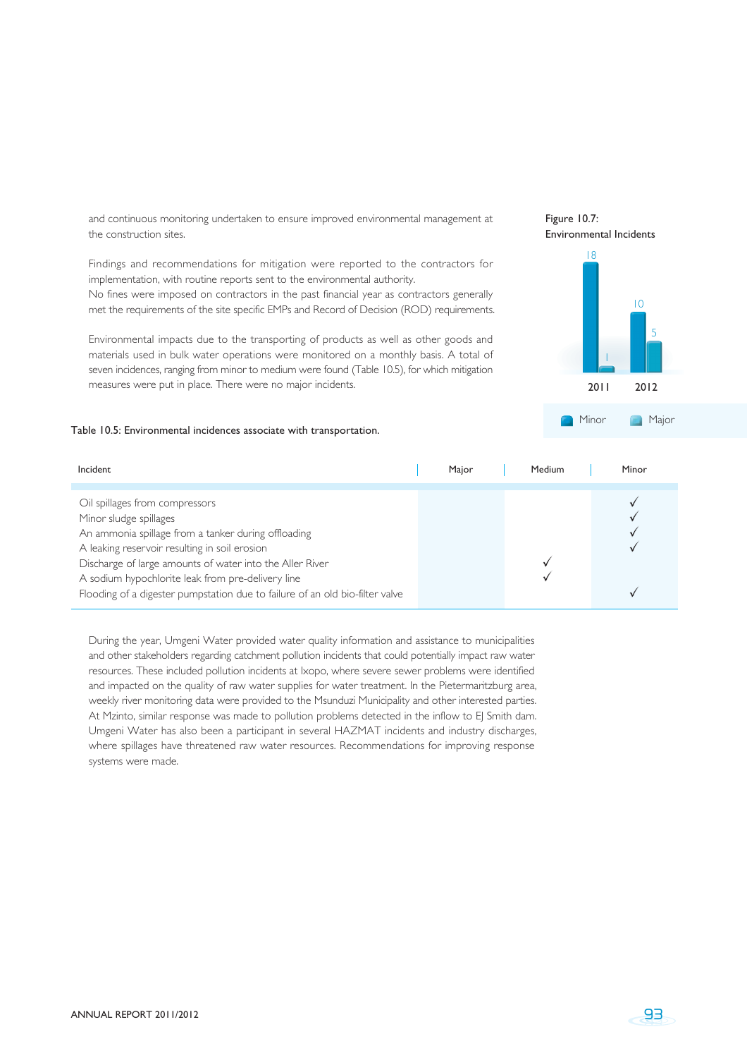and continuous monitoring undertaken to ensure improved environmental management at the construction sites.

Findings and recommendations for mitigation were reported to the contractors for implementation, with routine reports sent to the environmental authority.
No fines were imposed on contractors in the past financial year as contractors generally met the requirements of the site specific EMPs and Record of Decision (ROD) requirements.

Environmental impacts due to the transporting of products as well as other goods and materials used in bulk water operations were monitored on a monthly basis. A total of seven incidences, ranging from minor to medium were found (Table 10.5), for which mitigation measures were put in place. There were no major incidents.

Figure 10.7:
Environmental Incidents

| | 2011 | 2012 |
|---|---|---|
| Minor | 18 | 10 |
| Major | 1 | 5 |

Table 10.5: Environmental incidences associate with transportation.

| Incident | Major | Medium | Minor |
|---|---|---|---|
| Oil spillages from compressors | | | ✓ |
| Minor sludge spillages | | | ✓ |
| An ammonia spillage from a tanker during offloading | | | ✓ |
| A leaking reservoir resulting in soil erosion | | | ✓ |
| Discharge of large amounts of water into the Aller River | | ✓ | |
| A sodium hypochlorite leak from pre-delivery line | | ✓ | |
| Flooding of a digester pumpstation due to failure of an old bio-filter valve | | | ✓ |

During the year, Umgeni Water provided water quality information and assistance to municipalities and other stakeholders regarding catchment pollution incidents that could potentially impact raw water resources. These included pollution incidents at Ixopo, where severe sewer problems were identified and impacted on the quality of raw water supplies for water treatment. In the Pietermaritzburg area, weekly river monitoring data were provided to the Msunduzi Municipality and other interested parties. At Mzinto, similar response was made to pollution problems detected in the inflow to EJ Smith dam. Umgeni Water has also been a participant in several HAZMAT incidents and industry discharges, where spillages have threatened raw water resources. Recommendations for improving response systems were made.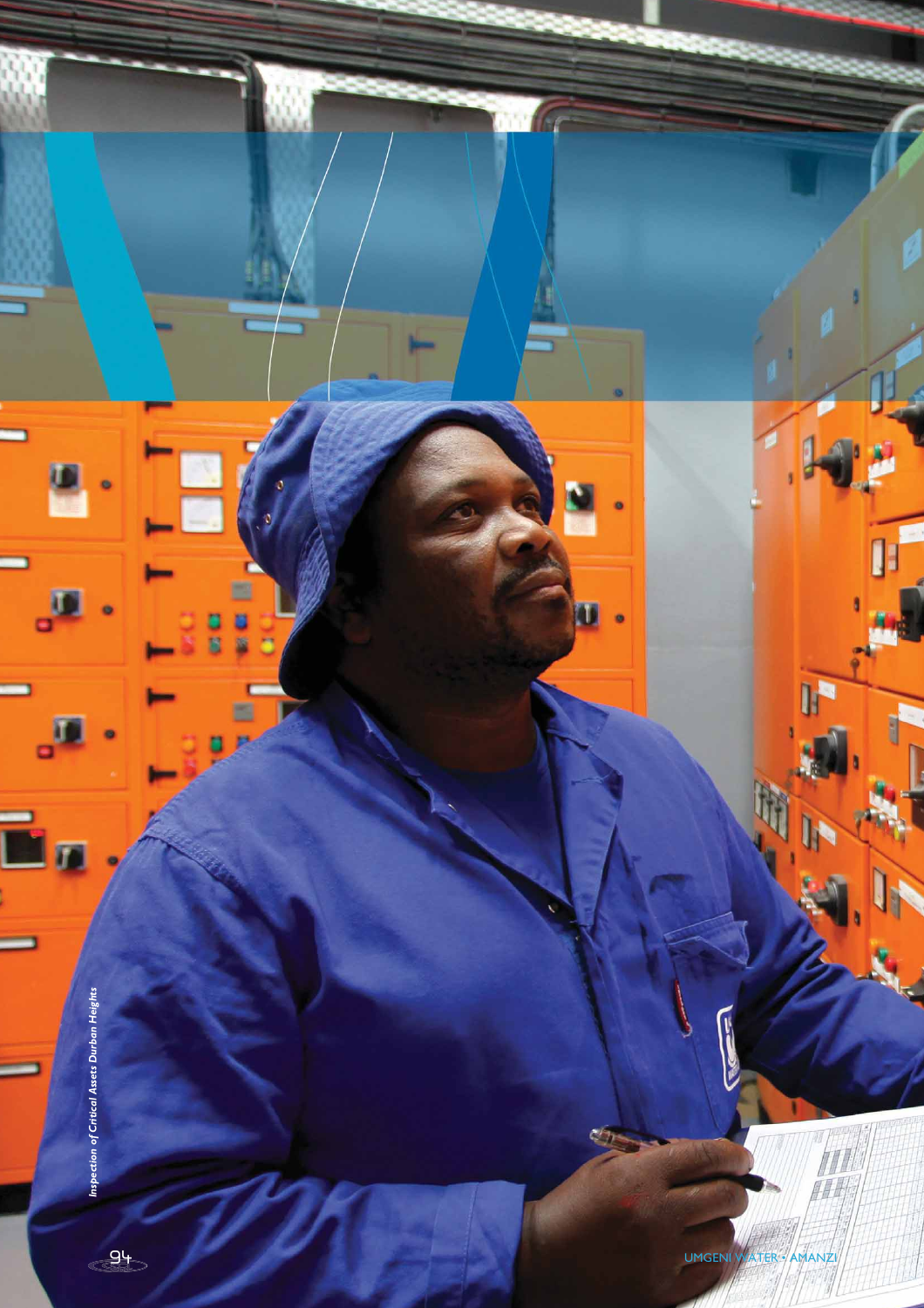*Inspection of Critical Assets Durban Heights*